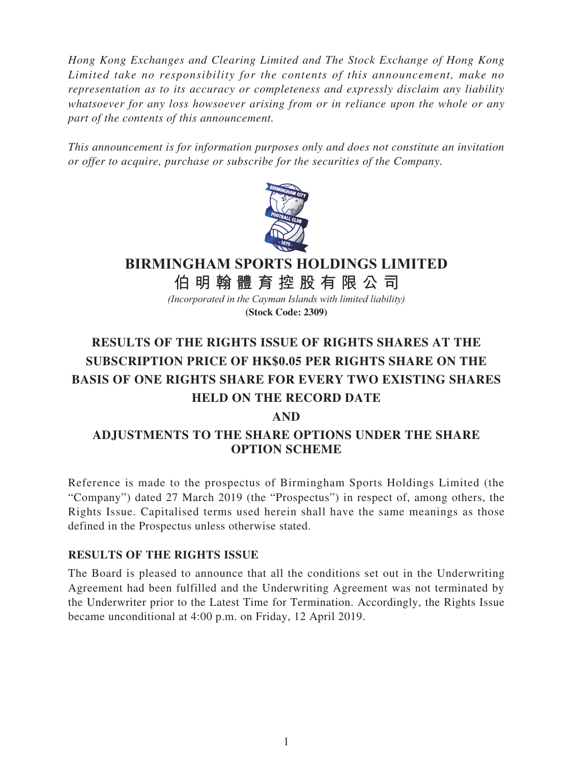*Hong Kong Exchanges and Clearing Limited and The Stock Exchange of Hong Kong Limited take no responsibility for the contents of this announcement, make no representation as to its accuracy or completeness and expressly disclaim any liability whatsoever for any loss howsoever arising from or in reliance upon the whole or any part of the contents of this announcement.*

*This announcement is for information purposes only and does not constitute an invitation or offer to acquire, purchase or subscribe for the securities of the Company.*

# BIRMINGHAM SPORTS HOLDINGS LIMITED

# 伯明翰體育控股有限公司

*(Incorporated in the Cayman Islands with limited liability)*

**(Stock Code: 2309)**

## RESULTS OF THE RIGHTS ISSUE OF RIGHTS SHARES AT THE SUBSCRIPTION PRICE OF HK$0.05 PER RIGHTS SHARE ON THE BASIS OF ONE RIGHTS SHARE FOR EVERY TWO EXISTING SHARES HELD ON THE RECORD DATE

## AND

## ADJUSTMENTS TO THE SHARE OPTIONS UNDER THE SHARE OPTION SCHEME

Reference is made to the prospectus of Birmingham Sports Holdings Limited (the "Company") dated 27 March 2019 (the "Prospectus") in respect of, among others, the Rights Issue. Capitalised terms used herein shall have the same meanings as those defined in the Prospectus unless otherwise stated.

### RESULTS OF THE RIGHTS ISSUE

The Board is pleased to announce that all the conditions set out in the Underwriting Agreement had been fulfilled and the Underwriting Agreement was not terminated by the Underwriter prior to the Latest Time for Termination. Accordingly, the Rights Issue became unconditional at 4:00 p.m. on Friday, 12 April 2019.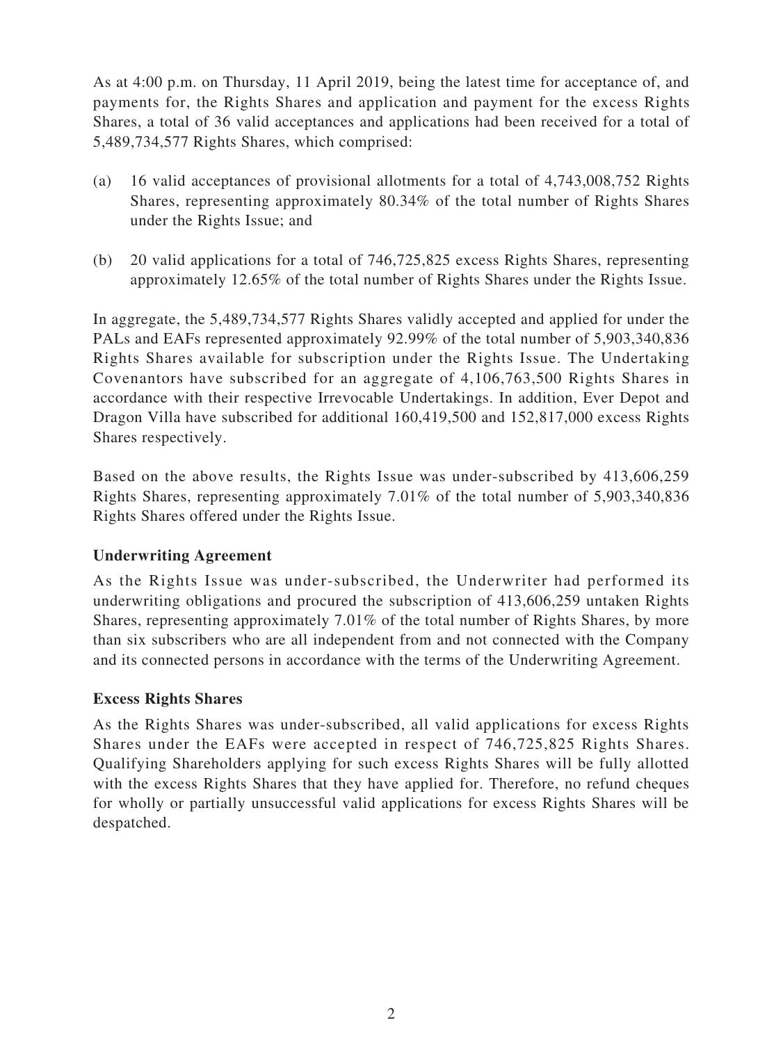As at 4:00 p.m. on Thursday, 11 April 2019, being the latest time for acceptance of, and payments for, the Rights Shares and application and payment for the excess Rights Shares, a total of 36 valid acceptances and applications had been received for a total of 5,489,734,577 Rights Shares, which comprised:

(a) 16 valid acceptances of provisional allotments for a total of 4,743,008,752 Rights Shares, representing approximately 80.34% of the total number of Rights Shares under the Rights Issue; and

(b) 20 valid applications for a total of 746,725,825 excess Rights Shares, representing approximately 12.65% of the total number of Rights Shares under the Rights Issue.

In aggregate, the 5,489,734,577 Rights Shares validly accepted and applied for under the PALs and EAFs represented approximately 92.99% of the total number of 5,903,340,836 Rights Shares available for subscription under the Rights Issue. The Undertaking Covenantors have subscribed for an aggregate of 4,106,763,500 Rights Shares in accordance with their respective Irrevocable Undertakings. In addition, Ever Depot and Dragon Villa have subscribed for additional 160,419,500 and 152,817,000 excess Rights Shares respectively.

Based on the above results, the Rights Issue was under-subscribed by 413,606,259 Rights Shares, representing approximately 7.01% of the total number of 5,903,340,836 Rights Shares offered under the Rights Issue.

**Underwriting Agreement**

As the Rights Issue was under-subscribed, the Underwriter had performed its underwriting obligations and procured the subscription of 413,606,259 untaken Rights Shares, representing approximately 7.01% of the total number of Rights Shares, by more than six subscribers who are all independent from and not connected with the Company and its connected persons in accordance with the terms of the Underwriting Agreement.

**Excess Rights Shares**

As the Rights Shares was under-subscribed, all valid applications for excess Rights Shares under the EAFs were accepted in respect of 746,725,825 Rights Shares. Qualifying Shareholders applying for such excess Rights Shares will be fully allotted with the excess Rights Shares that they have applied for. Therefore, no refund cheques for wholly or partially unsuccessful valid applications for excess Rights Shares will be despatched.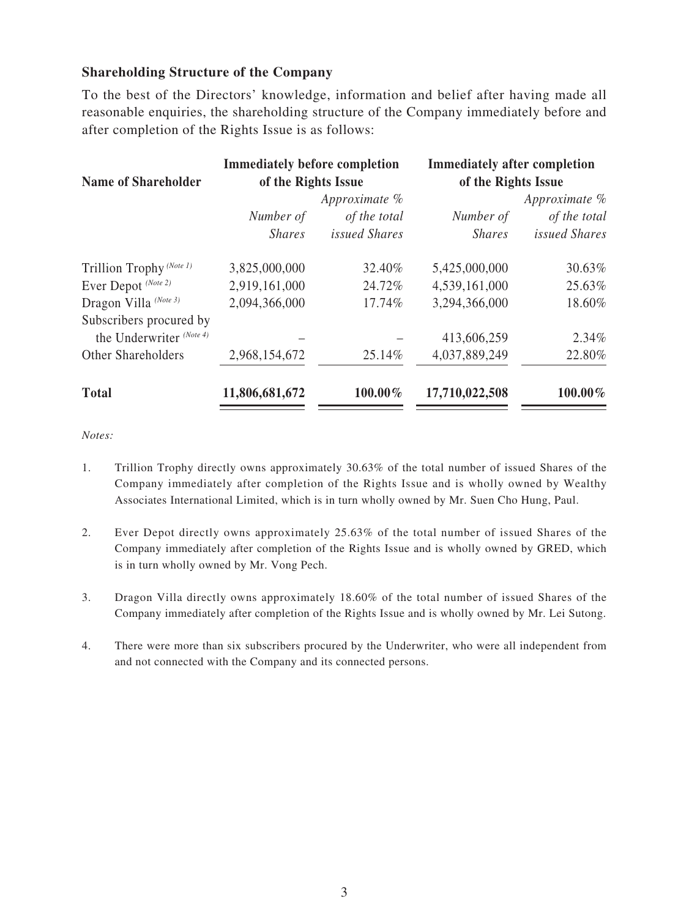### Shareholding Structure of the Company

To the best of the Directors' knowledge, information and belief after having made all reasonable enquiries, the shareholding structure of the Company immediately before and after completion of the Rights Issue is as follows:

| Name of Shareholder | Immediately before completion of the Rights Issue | | Immediately after completion of the Rights Issue | |
|---|---|---|---|---|
| | *Number of Shares* | *Approximate % of the total issued Shares* | *Number of Shares* | *Approximate % of the total issued Shares* |
| Trillion Trophy *(Note 1)* | 3,825,000,000 | 32.40% | 5,425,000,000 | 30.63% |
| Ever Depot *(Note 2)* | 2,919,161,000 | 24.72% | 4,539,161,000 | 25.63% |
| Dragon Villa *(Note 3)* | 2,094,366,000 | 17.74% | 3,294,366,000 | 18.60% |
| Subscribers procured by the Underwriter *(Note 4)* | – | – | 413,606,259 | 2.34% |
| Other Shareholders | 2,968,154,672 | 25.14% | 4,037,889,249 | 22.80% |
| **Total** | **11,806,681,672** | **100.00%** | **17,710,022,508** | **100.00%** |

*Notes:*

1. Trillion Trophy directly owns approximately 30.63% of the total number of issued Shares of the Company immediately after completion of the Rights Issue and is wholly owned by Wealthy Associates International Limited, which is in turn wholly owned by Mr. Suen Cho Hung, Paul.

2. Ever Depot directly owns approximately 25.63% of the total number of issued Shares of the Company immediately after completion of the Rights Issue and is wholly owned by GRED, which is in turn wholly owned by Mr. Vong Pech.

3. Dragon Villa directly owns approximately 18.60% of the total number of issued Shares of the Company immediately after completion of the Rights Issue and is wholly owned by Mr. Lei Sutong.

4. There were more than six subscribers procured by the Underwriter, who were all independent from and not connected with the Company and its connected persons.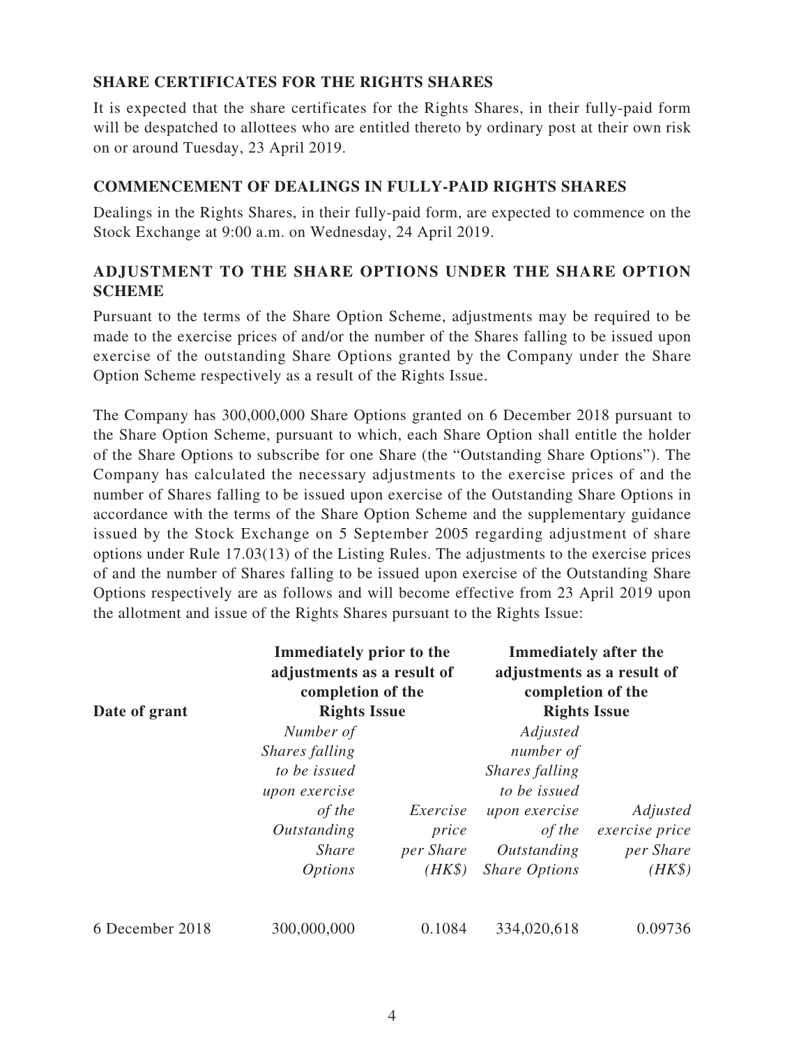## SHARE CERTIFICATES FOR THE RIGHTS SHARES

It is expected that the share certificates for the Rights Shares, in their fully-paid form will be despatched to allottees who are entitled thereto by ordinary post at their own risk on or around Tuesday, 23 April 2019.

## COMMENCEMENT OF DEALINGS IN FULLY-PAID RIGHTS SHARES

Dealings in the Rights Shares, in their fully-paid form, are expected to commence on the Stock Exchange at 9:00 a.m. on Wednesday, 24 April 2019.

## ADJUSTMENT TO THE SHARE OPTIONS UNDER THE SHARE OPTION SCHEME

Pursuant to the terms of the Share Option Scheme, adjustments may be required to be made to the exercise prices of and/or the number of the Shares falling to be issued upon exercise of the outstanding Share Options granted by the Company under the Share Option Scheme respectively as a result of the Rights Issue.

The Company has 300,000,000 Share Options granted on 6 December 2018 pursuant to the Share Option Scheme, pursuant to which, each Share Option shall entitle the holder of the Share Options to subscribe for one Share (the "Outstanding Share Options"). The Company has calculated the necessary adjustments to the exercise prices of and the number of Shares falling to be issued upon exercise of the Outstanding Share Options in accordance with the terms of the Share Option Scheme and the supplementary guidance issued by the Stock Exchange on 5 September 2005 regarding adjustment of share options under Rule 17.03(13) of the Listing Rules. The adjustments to the exercise prices of and the number of Shares falling to be issued upon exercise of the Outstanding Share Options respectively are as follows and will become effective from 23 April 2019 upon the allotment and issue of the Rights Shares pursuant to the Rights Issue:

| Date of grant | Immediately prior to the adjustments as a result of completion of the Rights Issue | | Immediately after the adjustments as a result of completion of the Rights Issue | |
|---|---|---|---|---|
| | *Number of Shares falling to be issued upon exercise of the Outstanding Share Options* | *Exercise price per Share (HK$)* | *Adjusted number of Shares falling to be issued upon exercise of the Outstanding Share Options* | *Adjusted exercise price per Share (HK$)* |
| 6 December 2018 | 300,000,000 | 0.1084 | 334,020,618 | 0.09736 |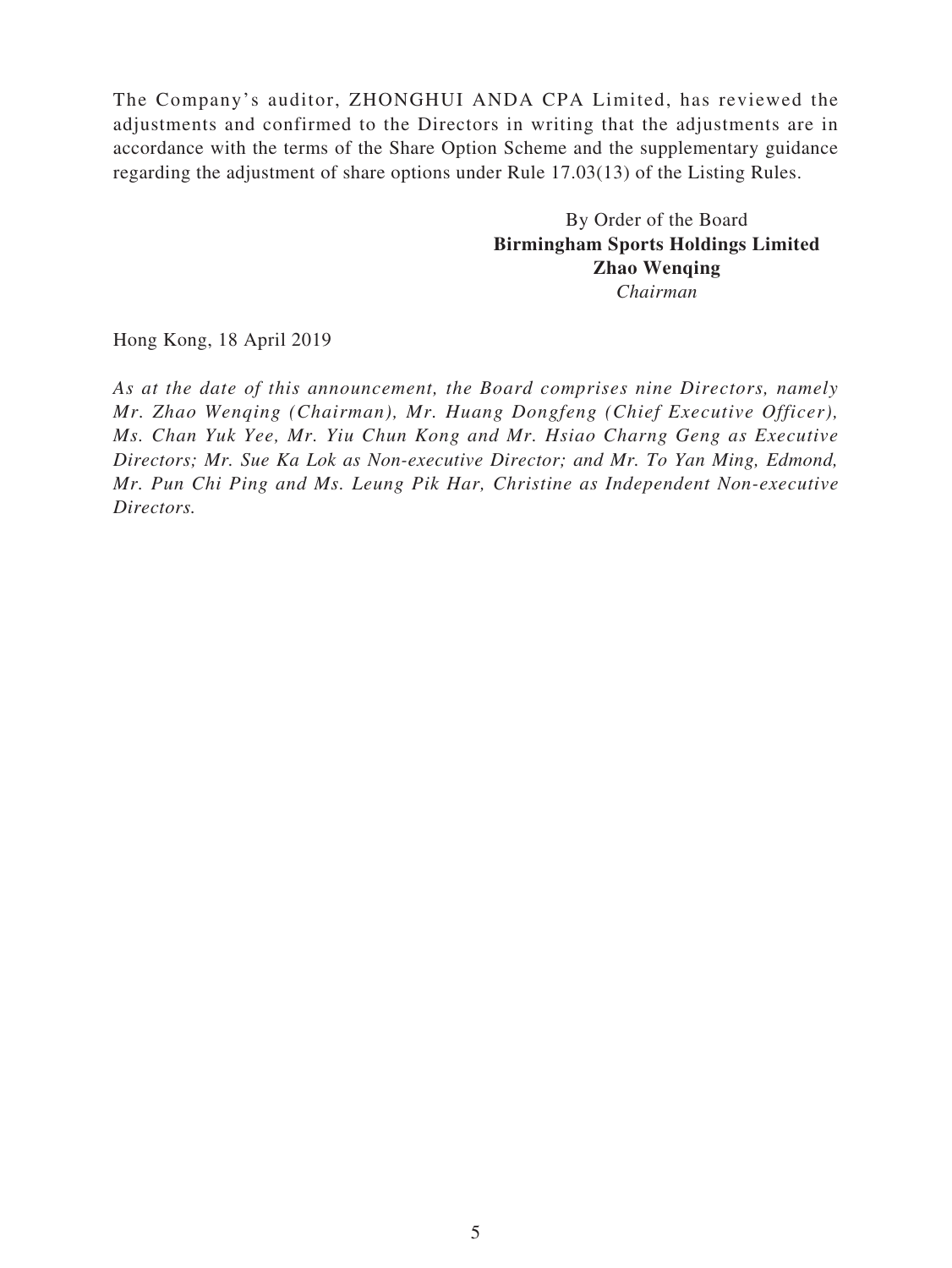The Company's auditor, ZHONGHUI ANDA CPA Limited, has reviewed the adjustments and confirmed to the Directors in writing that the adjustments are in accordance with the terms of the Share Option Scheme and the supplementary guidance regarding the adjustment of share options under Rule 17.03(13) of the Listing Rules.

By Order of the Board
**Birmingham Sports Holdings Limited**
**Zhao Wenqing**
*Chairman*

Hong Kong, 18 April 2019

*As at the date of this announcement, the Board comprises nine Directors, namely Mr. Zhao Wenqing (Chairman), Mr. Huang Dongfeng (Chief Executive Officer), Ms. Chan Yuk Yee, Mr. Yiu Chun Kong and Mr. Hsiao Charng Geng as Executive Directors; Mr. Sue Ka Lok as Non-executive Director; and Mr. To Yan Ming, Edmond, Mr. Pun Chi Ping and Ms. Leung Pik Har, Christine as Independent Non-executive Directors.*